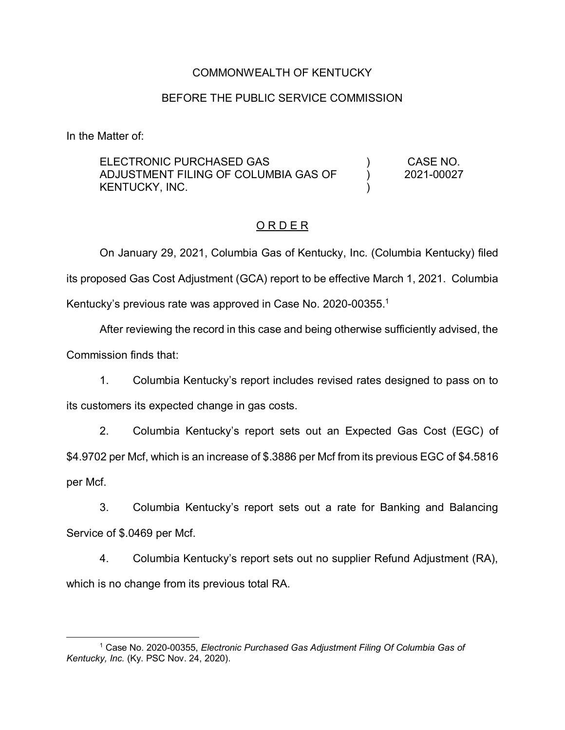COMMONWEALTH OF KENTUCKY

BEFORE THE PUBLIC SERVICE COMMISSION

In the Matter of:

| | | |
|---|---|---|
| ELECTRONIC PURCHASED GAS ADJUSTMENT FILING OF COLUMBIA GAS OF KENTUCKY, INC. | ) ) ) | CASE NO. 2021-00027 |

## O R D E R

On January 29, 2021, Columbia Gas of Kentucky, Inc. (Columbia Kentucky) filed its proposed Gas Cost Adjustment (GCA) report to be effective March 1, 2021. Columbia Kentucky's previous rate was approved in Case No. 2020-00355.[1]

After reviewing the record in this case and being otherwise sufficiently advised, the Commission finds that:

1. Columbia Kentucky's report includes revised rates designed to pass on to its customers its expected change in gas costs.

2. Columbia Kentucky's report sets out an Expected Gas Cost (EGC) of $4.9702 per Mcf, which is an increase of $.3886 per Mcf from its previous EGC of $4.5816 per Mcf.

3. Columbia Kentucky's report sets out a rate for Banking and Balancing Service of $.0469 per Mcf.

4. Columbia Kentucky's report sets out no supplier Refund Adjustment (RA), which is no change from its previous total RA.

---

[1] Case No. 2020-00355, *Electronic Purchased Gas Adjustment Filing Of Columbia Gas of Kentucky, Inc.* (Ky. PSC Nov. 24, 2020).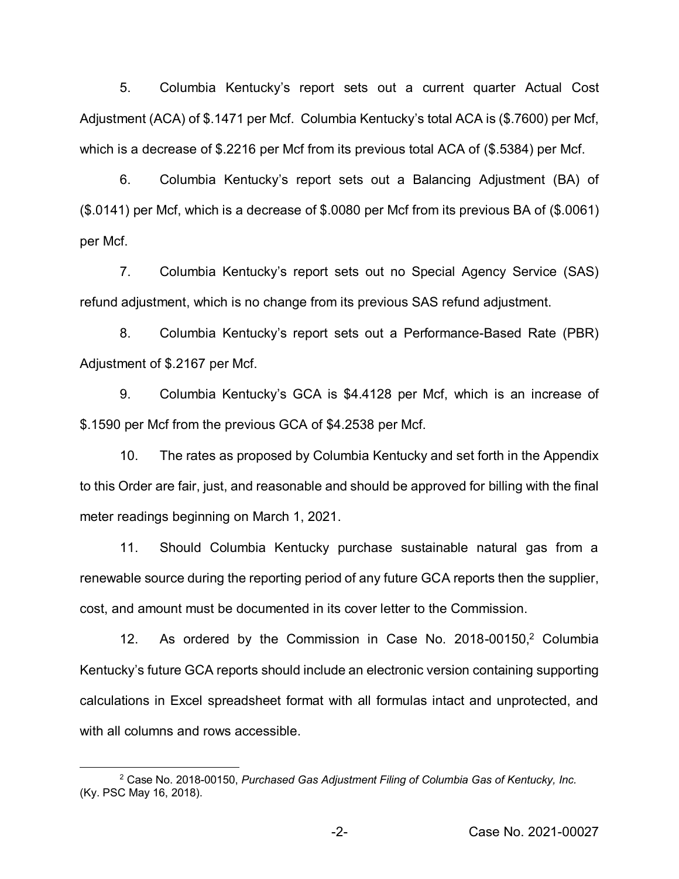5. Columbia Kentucky's report sets out a current quarter Actual Cost Adjustment (ACA) of $.1471 per Mcf. Columbia Kentucky's total ACA is ($.7600) per Mcf, which is a decrease of $.2216 per Mcf from its previous total ACA of ($.5384) per Mcf.

6. Columbia Kentucky's report sets out a Balancing Adjustment (BA) of ($.0141) per Mcf, which is a decrease of $.0080 per Mcf from its previous BA of ($.0061) per Mcf.

7. Columbia Kentucky's report sets out no Special Agency Service (SAS) refund adjustment, which is no change from its previous SAS refund adjustment.

8. Columbia Kentucky's report sets out a Performance-Based Rate (PBR) Adjustment of $.2167 per Mcf.

9. Columbia Kentucky's GCA is $4.4128 per Mcf, which is an increase of $.1590 per Mcf from the previous GCA of $4.2538 per Mcf.

10. The rates as proposed by Columbia Kentucky and set forth in the Appendix to this Order are fair, just, and reasonable and should be approved for billing with the final meter readings beginning on March 1, 2021.

11. Should Columbia Kentucky purchase sustainable natural gas from a renewable source during the reporting period of any future GCA reports then the supplier, cost, and amount must be documented in its cover letter to the Commission.

12. As ordered by the Commission in Case No. 2018-00150,[2] Columbia Kentucky's future GCA reports should include an electronic version containing supporting calculations in Excel spreadsheet format with all formulas intact and unprotected, and with all columns and rows accessible.

[2] Case No. 2018-00150, *Purchased Gas Adjustment Filing of Columbia Gas of Kentucky, Inc.* (Ky. PSC May 16, 2018).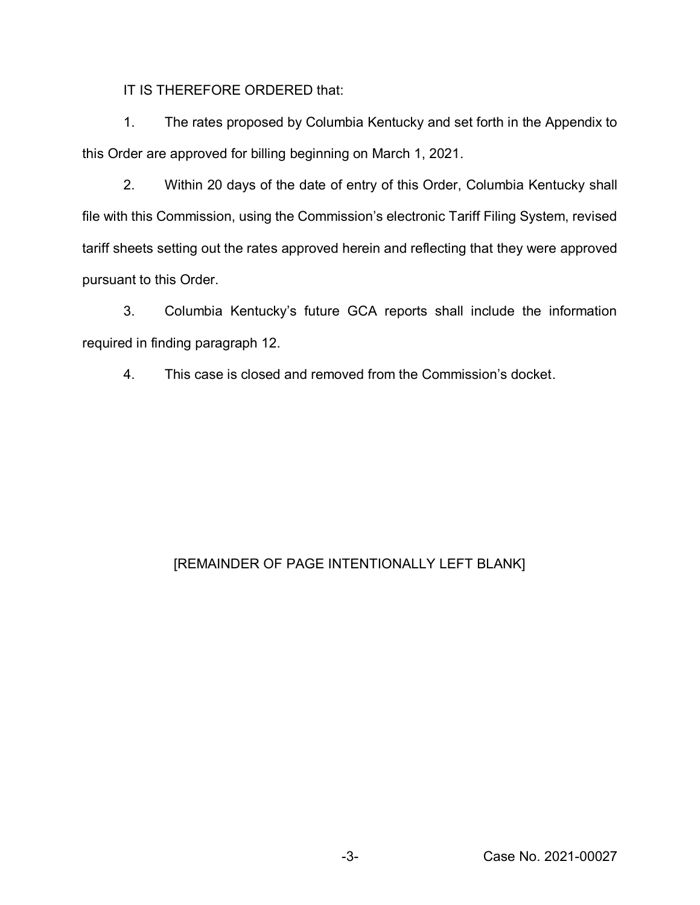IT IS THEREFORE ORDERED that:

1. The rates proposed by Columbia Kentucky and set forth in the Appendix to this Order are approved for billing beginning on March 1, 2021.

2. Within 20 days of the date of entry of this Order, Columbia Kentucky shall file with this Commission, using the Commission's electronic Tariff Filing System, revised tariff sheets setting out the rates approved herein and reflecting that they were approved pursuant to this Order.

3. Columbia Kentucky's future GCA reports shall include the information required in finding paragraph 12.

4. This case is closed and removed from the Commission's docket.

[REMAINDER OF PAGE INTENTIONALLY LEFT BLANK]

Case No. 2021-00027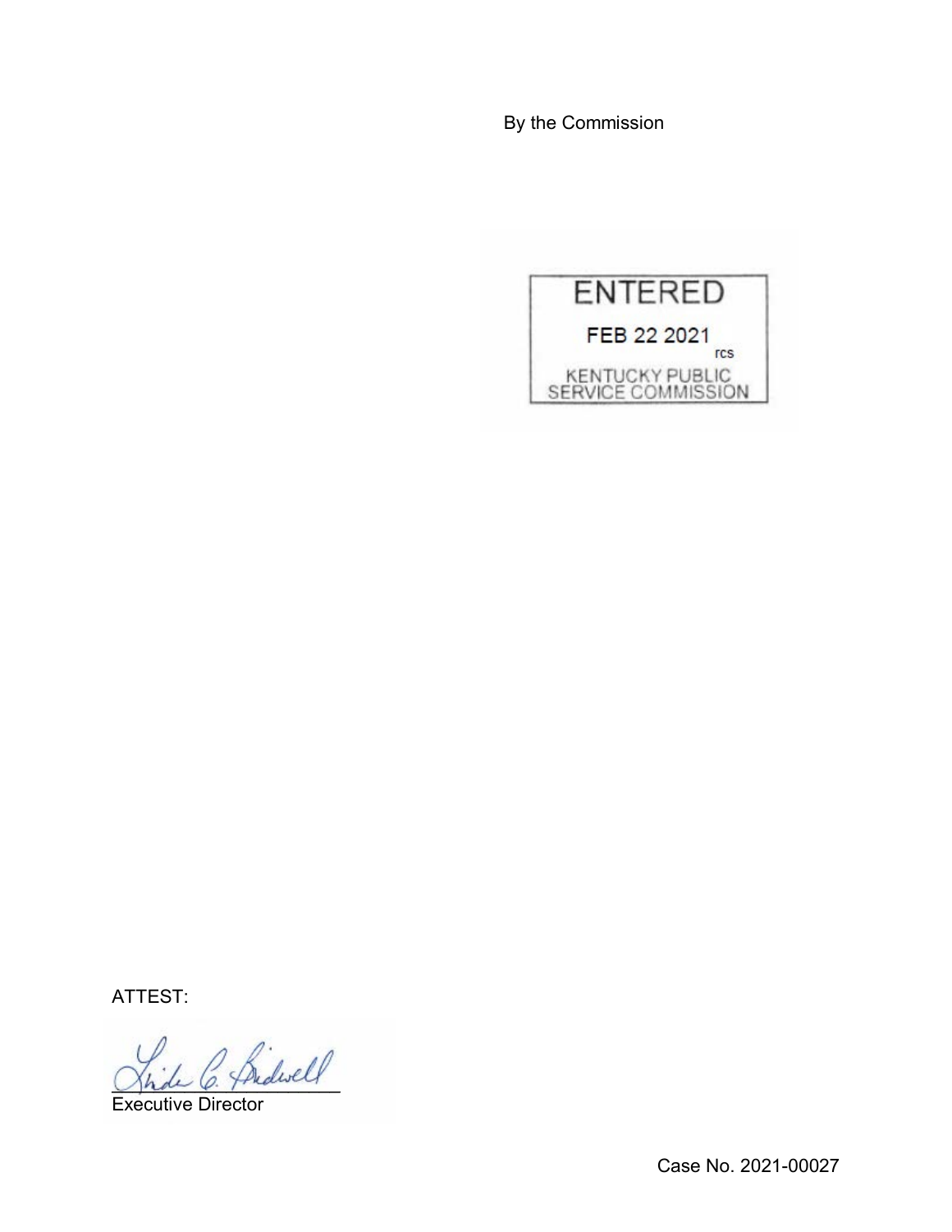By the Commission

ENTERED

FEB 22 2021

rcs

KENTUCKY PUBLIC SERVICE COMMISSION

ATTEST:

Executive Director

Case No. 2021-00027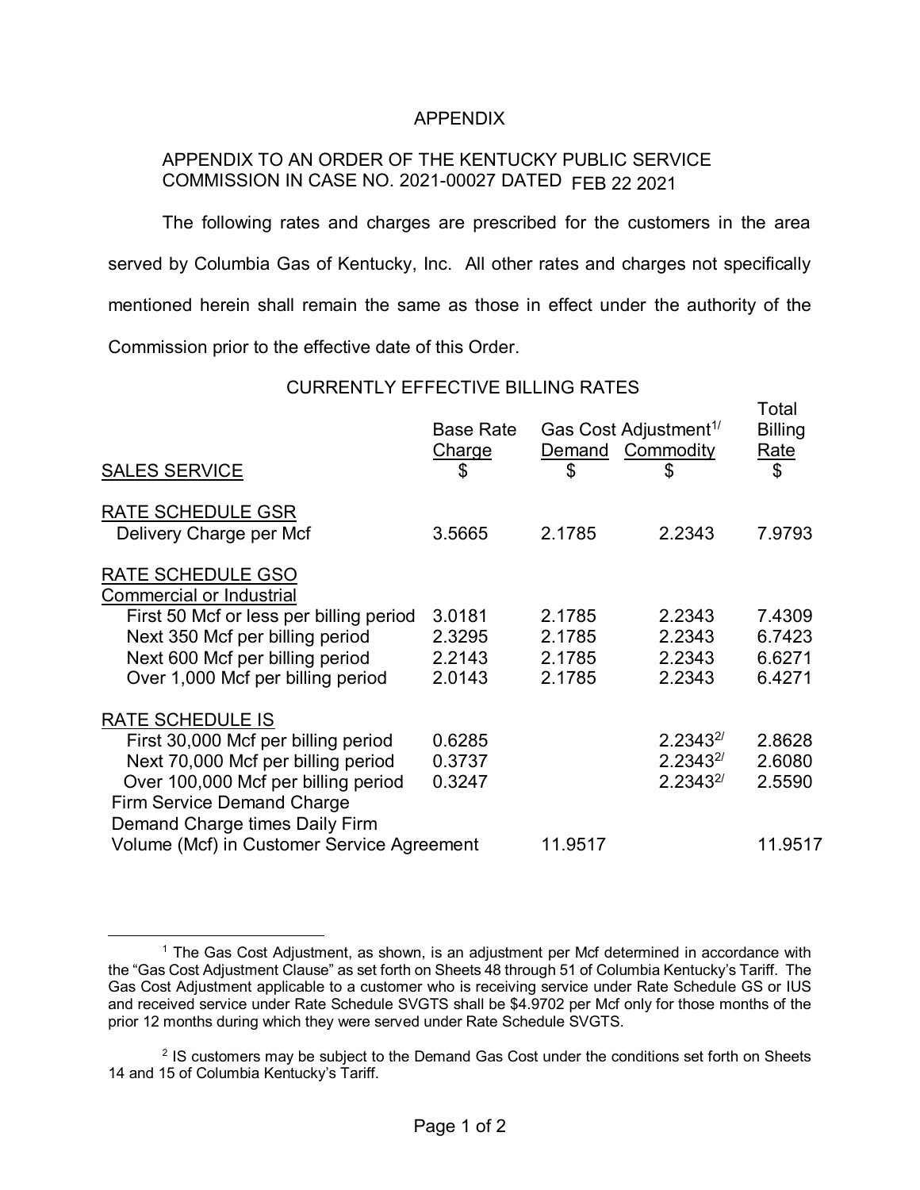APPENDIX

APPENDIX TO AN ORDER OF THE KENTUCKY PUBLIC SERVICE COMMISSION IN CASE NO. 2021-00027 DATED FEB 22 2021

The following rates and charges are prescribed for the customers in the area served by Columbia Gas of Kentucky, Inc. All other rates and charges not specifically mentioned herein shall remain the same as those in effect under the authority of the Commission prior to the effective date of this Order.

CURRENTLY EFFECTIVE BILLING RATES

| SALES SERVICE | Base Rate Charge $ | Gas Cost Adjustment[1] Demand $ | Commodity $ | Total Billing Rate $ |
|---|---|---|---|---|
| RATE SCHEDULE GSR | | | | |
| Delivery Charge per Mcf | 3.5665 | 2.1785 | 2.2343 | 7.9793 |
| RATE SCHEDULE GSO | | | | |
| Commercial or Industrial | | | | |
| First 50 Mcf or less per billing period | 3.0181 | 2.1785 | 2.2343 | 7.4309 |
| Next 350 Mcf per billing period | 2.3295 | 2.1785 | 2.2343 | 6.7423 |
| Next 600 Mcf per billing period | 2.2143 | 2.1785 | 2.2343 | 6.6271 |
| Over 1,000 Mcf per billing period | 2.0143 | 2.1785 | 2.2343 | 6.4271 |
| RATE SCHEDULE IS | | | | |
| First 30,000 Mcf per billing period | 0.6285 | | 2.2343[2] | 2.8628 |
| Next 70,000 Mcf per billing period | 0.3737 | | 2.2343[2] | 2.6080 |
| Over 100,000 Mcf per billing period | 0.3247 | | 2.2343[2] | 2.5590 |
| Firm Service Demand Charge | | | | |
| Demand Charge times Daily Firm Volume (Mcf) in Customer Service Agreement | | 11.9517 | | 11.9517 |

[1] The Gas Cost Adjustment, as shown, is an adjustment per Mcf determined in accordance with the "Gas Cost Adjustment Clause" as set forth on Sheets 48 through 51 of Columbia Kentucky's Tariff. The Gas Cost Adjustment applicable to a customer who is receiving service under Rate Schedule GS or IUS and received service under Rate Schedule SVGTS shall be $4.9702 per Mcf only for those months of the prior 12 months during which they were served under Rate Schedule SVGTS.

[2] IS customers may be subject to the Demand Gas Cost under the conditions set forth on Sheets 14 and 15 of Columbia Kentucky's Tariff.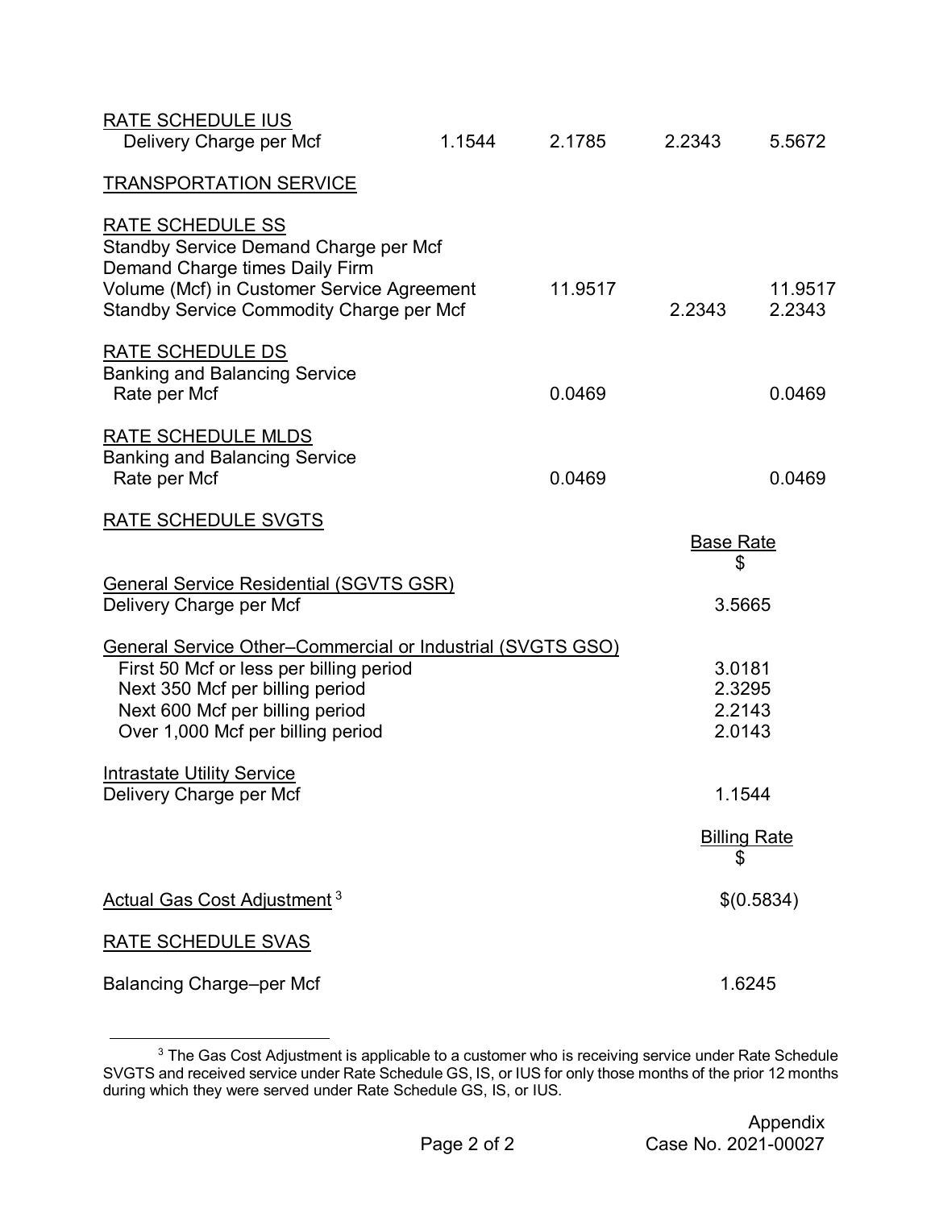| | | | | |
|---|---|---|---|---|
| RATE SCHEDULE IUS | | | | |
| Delivery Charge per Mcf | 1.1544 | 2.1785 | 2.2343 | 5.5672 |
| TRANSPORTATION SERVICE | | | | |
| RATE SCHEDULE SS | | | | |
| Standby Service Demand Charge per Mcf Demand Charge times Daily Firm Volume (Mcf) in Customer Service Agreement | | 11.9517 | | 11.9517 |
| Standby Service Commodity Charge per Mcf | | | 2.2343 | 2.2343 |
| RATE SCHEDULE DS | | | | |
| Banking and Balancing Service Rate per Mcf | | 0.0469 | | 0.0469 |
| RATE SCHEDULE MLDS | | | | |
| Banking and Balancing Service Rate per Mcf | | 0.0469 | | 0.0469 |

RATE SCHEDULE SVGTS

| | Base Rate $ |
|---|---|
| **General Service Residential (SGVTS GSR)** | |
| Delivery Charge per Mcf | 3.5665 |
| **General Service Other–Commercial or Industrial (SVGTS GSO)** | |
| First 50 Mcf or less per billing period | 3.0181 |
| Next 350 Mcf per billing period | 2.3295 |
| Next 600 Mcf per billing period | 2.2143 |
| Over 1,000 Mcf per billing period | 2.0143 |
| **Intrastate Utility Service** | |
| Delivery Charge per Mcf | 1.1544 |

| | Billing Rate $ |
|---|---|
| Actual Gas Cost Adjustment [3] | $(0.5834) |

RATE SCHEDULE SVAS

| | |
|---|---|
| Balancing Charge–per Mcf | 1.6245 |

[3] The Gas Cost Adjustment is applicable to a customer who is receiving service under Rate Schedule SVGTS and received service under Rate Schedule GS, IS, or IUS for only those months of the prior 12 months during which they were served under Rate Schedule GS, IS, or IUS.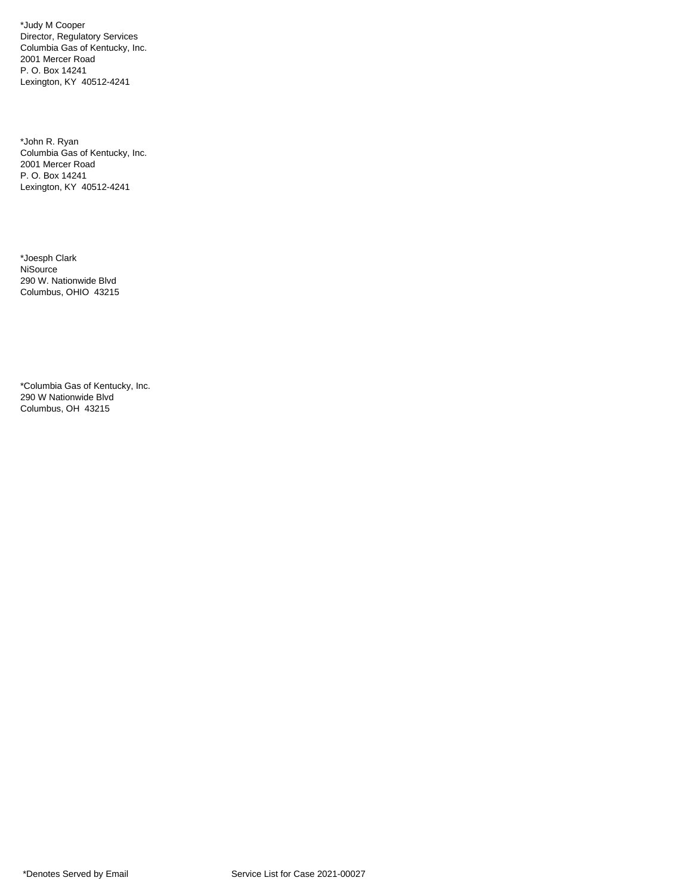*Judy M Cooper
Director, Regulatory Services
Columbia Gas of Kentucky, Inc.
2001 Mercer Road
P. O. Box 14241
Lexington, KY  40512-4241

*John R. Ryan
Columbia Gas of Kentucky, Inc.
2001 Mercer Road
P. O. Box 14241
Lexington, KY  40512-4241

*Joesph Clark
NiSource
290 W. Nationwide Blvd
Columbus, OHIO  43215

*Columbia Gas of Kentucky, Inc.
290 W Nationwide Blvd
Columbus, OH  43215

*Denotes Served by Email

Service List for Case 2021-00027